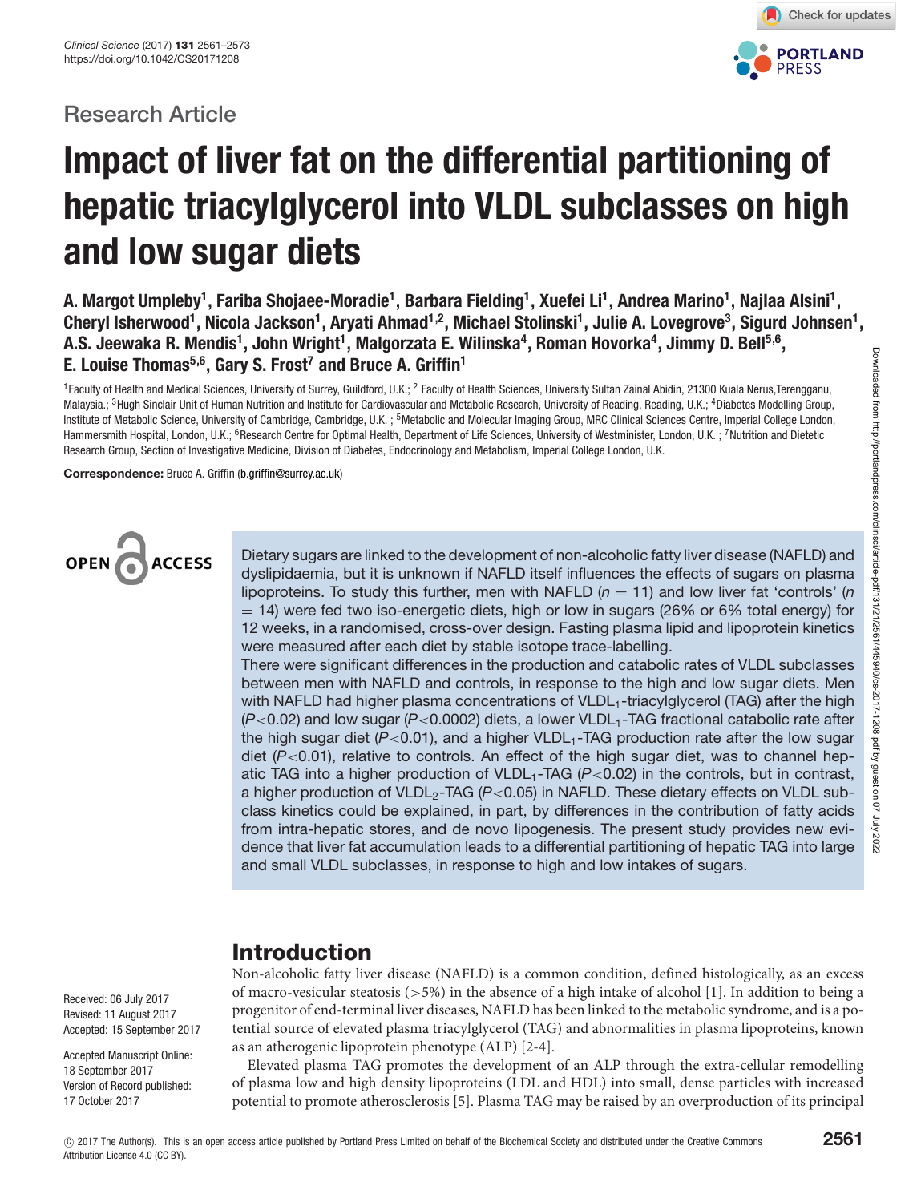Research Article

# Impact of liver fat on the differential partitioning of hepatic triacylglycerol into VLDL subclasses on high and low sugar diets

**A. Margot Umpleby[1], Fariba Shojaee-Moradie[1], Barbara Fielding[1], Xuefei Li[1], Andrea Marino[1], Najlaa Alsini[1], Cheryl Isherwood[1], Nicola Jackson[1], Aryati Ahmad[1,2], Michael Stolinski[1], Julie A. Lovegrove[3], Sigurd Johnsen[1], A.S. Jeewaka R. Mendis[1], John Wright[1], Malgorzata E. Wilinska[4], Roman Hovorka[4], Jimmy D. Bell[5,6], E. Louise Thomas[5,6], Gary S. Frost[7] and Bruce A. Griffin[1]**

[1]Faculty of Health and Medical Sciences, University of Surrey, Guildford, U.K.; [2] Faculty of Health Sciences, University Sultan Zainal Abidin, 21300 Kuala Nerus,Terengganu, Malaysia.; [3]Hugh Sinclair Unit of Human Nutrition and Institute for Cardiovascular and Metabolic Research, University of Reading, Reading, U.K.; [4]Diabetes Modelling Group, Institute of Metabolic Science, University of Cambridge, Cambridge, U.K. ; [5]Metabolic and Molecular Imaging Group, MRC Clinical Sciences Centre, Imperial College London, Hammersmith Hospital, London, U.K.; [6]Research Centre for Optimal Health, Department of Life Sciences, University of Westminster, London, U.K. ; [7]Nutrition and Dietetic Research Group, Section of Investigative Medicine, Division of Diabetes, Endocrinology and Metabolism, Imperial College London, U.K.

**Correspondence:** Bruce A. Griffin (b.griffin@surrey.ac.uk)

Dietary sugars are linked to the development of non-alcoholic fatty liver disease (NAFLD) and dyslipidaemia, but it is unknown if NAFLD itself influences the effects of sugars on plasma lipoproteins. To study this further, men with NAFLD ($n$ = 11) and low liver fat 'controls' ($n$ = 14) were fed two iso-energetic diets, high or low in sugars (26% or 6% total energy) for 12 weeks, in a randomised, cross-over design. Fasting plasma lipid and lipoprotein kinetics were measured after each diet by stable isotope trace-labelling.

There were significant differences in the production and catabolic rates of VLDL subclasses between men with NAFLD and controls, in response to the high and low sugar diets. Men with NAFLD had higher plasma concentrations of $VLDL_1$-triacylglycerol (TAG) after the high ($P<0.02$) and low sugar ($P<0.0002$) diets, a lower $VLDL_1$-TAG fractional catabolic rate after the high sugar diet ($P<0.01$), and a higher $VLDL_1$-TAG production rate after the low sugar diet ($P<0.01$), relative to controls. An effect of the high sugar diet, was to channel hepatic TAG into a higher production of $VLDL_1$-TAG ($P<0.02$) in the controls, but in contrast, a higher production of $VLDL_2$-TAG ($P<0.05$) in NAFLD. These dietary effects on VLDL subclass kinetics could be explained, in part, by differences in the contribution of fatty acids from intra-hepatic stores, and de novo lipogenesis. The present study provides new evidence that liver fat accumulation leads to a differential partitioning of hepatic TAG into large and small VLDL subclasses, in response to high and low intakes of sugars.

Received: 06 July 2017
Revised: 11 August 2017
Accepted: 15 September 2017

Accepted Manuscript Online: 18 September 2017
Version of Record published: 17 October 2017

## Introduction

Non-alcoholic fatty liver disease (NAFLD) is a common condition, defined histologically, as an excess of macro-vesicular steatosis (>5%) in the absence of a high intake of alcohol [1]. In addition to being a progenitor of end-terminal liver diseases, NAFLD has been linked to the metabolic syndrome, and is a potential source of elevated plasma triacylglycerol (TAG) and abnormalities in plasma lipoproteins, known as an atherogenic lipoprotein phenotype (ALP) [2-4].

Elevated plasma TAG promotes the development of an ALP through the extra-cellular remodelling of plasma low and high density lipoproteins (LDL and HDL) into small, dense particles with increased potential to promote atherosclerosis [5]. Plasma TAG may be raised by an overproduction of its principal

© 2017 The Author(s). This is an open access article published by Portland Press Limited on behalf of the Biochemical Society and distributed under the Creative Commons Attribution License 4.0 (CC BY).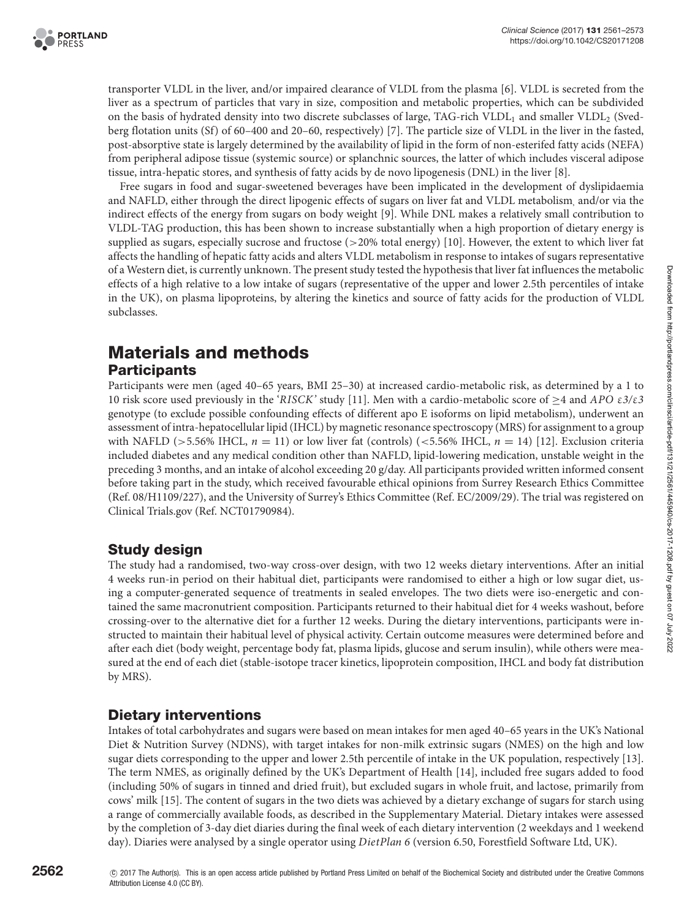transporter VLDL in the liver, and/or impaired clearance of VLDL from the plasma [6]. VLDL is secreted from the liver as a spectrum of particles that vary in size, composition and metabolic properties, which can be subdivided on the basis of hydrated density into two discrete subclasses of large, TAG-rich $VLDL_1$ and smaller $VLDL_2$ (Svedberg flotation units (Sf) of 60–400 and 20–60, respectively) [7]. The particle size of VLDL in the liver in the fasted, post-absorptive state is largely determined by the availability of lipid in the form of non-esterifed fatty acids (NEFA) from peripheral adipose tissue (systemic source) or splanchnic sources, the latter of which includes visceral adipose tissue, intra-hepatic stores, and synthesis of fatty acids by de novo lipogenesis (DNL) in the liver [8].

Free sugars in food and sugar-sweetened beverages have been implicated in the development of dyslipidaemia and NAFLD, either through the direct lipogenic effects of sugars on liver fat and VLDL metabolism, and/or via the indirect effects of the energy from sugars on body weight [9]. While DNL makes a relatively small contribution to VLDL-TAG production, this has been shown to increase substantially when a high proportion of dietary energy is supplied as sugars, especially sucrose and fructose (>20% total energy) [10]. However, the extent to which liver fat affects the handling of hepatic fatty acids and alters VLDL metabolism in response to intakes of sugars representative of a Western diet, is currently unknown. The present study tested the hypothesis that liver fat influences the metabolic effects of a high relative to a low intake of sugars (representative of the upper and lower 2.5th percentiles of intake in the UK), on plasma lipoproteins, by altering the kinetics and source of fatty acids for the production of VLDL subclasses.

# Materials and methods

## Participants

Participants were men (aged 40–65 years, BMI 25–30) at increased cardio-metabolic risk, as determined by a 1 to 10 risk score used previously in the '*RISCK*' study [11]. Men with a cardio-metabolic score of ≥4 and *APO* $\varepsilon 3/\varepsilon 3$ genotype (to exclude possible confounding effects of different apo E isoforms on lipid metabolism), underwent an assessment of intra-hepatocellular lipid (IHCL) by magnetic resonance spectroscopy (MRS) for assignment to a group with NAFLD (>5.56% IHCL, $n = 11$) or low liver fat (controls) (<5.56% IHCL, $n = 14$) [12]. Exclusion criteria included diabetes and any medical condition other than NAFLD, lipid-lowering medication, unstable weight in the preceding 3 months, and an intake of alcohol exceeding 20 g/day. All participants provided written informed consent before taking part in the study, which received favourable ethical opinions from Surrey Research Ethics Committee (Ref. 08/H1109/227), and the University of Surrey's Ethics Committee (Ref. EC/2009/29). The trial was registered on Clinical Trials.gov (Ref. NCT01790984).

## Study design

The study had a randomised, two-way cross-over design, with two 12 weeks dietary interventions. After an initial 4 weeks run-in period on their habitual diet, participants were randomised to either a high or low sugar diet, using a computer-generated sequence of treatments in sealed envelopes. The two diets were iso-energetic and contained the same macronutrient composition. Participants returned to their habitual diet for 4 weeks washout, before crossing-over to the alternative diet for a further 12 weeks. During the dietary interventions, participants were instructed to maintain their habitual level of physical activity. Certain outcome measures were determined before and after each diet (body weight, percentage body fat, plasma lipids, glucose and serum insulin), while others were measured at the end of each diet (stable-isotope tracer kinetics, lipoprotein composition, IHCL and body fat distribution by MRS).

## Dietary interventions

Intakes of total carbohydrates and sugars were based on mean intakes for men aged 40–65 years in the UK's National Diet & Nutrition Survey (NDNS), with target intakes for non-milk extrinsic sugars (NMES) on the high and low sugar diets corresponding to the upper and lower 2.5th percentile of intake in the UK population, respectively [13]. The term NMES, as originally defined by the UK's Department of Health [14], included free sugars added to food (including 50% of sugars in tinned and dried fruit), but excluded sugars in whole fruit, and lactose, primarily from cows' milk [15]. The content of sugars in the two diets was achieved by a dietary exchange of sugars for starch using a range of commercially available foods, as described in the Supplementary Material. Dietary intakes were assessed by the completion of 3-day diet diaries during the final week of each dietary intervention (2 weekdays and 1 weekend day). Diaries were analysed by a single operator using *DietPlan 6* (version 6.50, Forestfield Software Ltd, UK).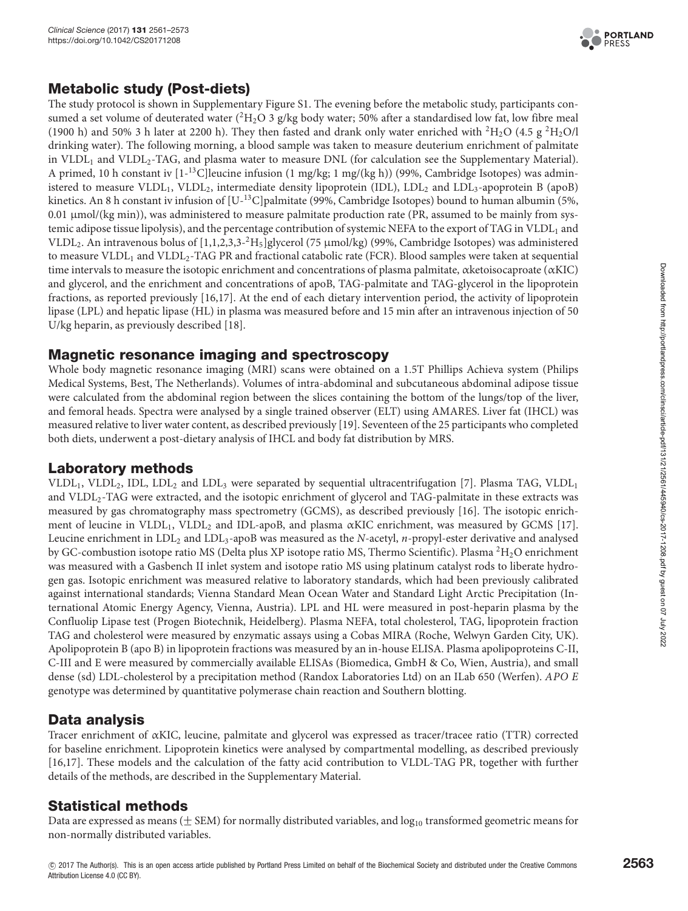## Metabolic study (Post-diets)

The study protocol is shown in Supplementary Figure S1. The evening before the metabolic study, participants consumed a set volume of deuterated water ($^2H_2O$ 3 g/kg body water; 50% after a standardised low fat, low fibre meal (1900 h) and 50% 3 h later at 2200 h). They then fasted and drank only water enriched with $^2H_2O$ (4.5 g $^2H_2O$/l drinking water). The following morning, a blood sample was taken to measure deuterium enrichment of palmitate in $VLDL_1$ and $VLDL_2$-TAG, and plasma water to measure DNL (for calculation see the Supplementary Material). A primed, 10 h constant iv [1-$^{13}$C]leucine infusion (1 mg/kg; 1 mg/(kg h)) (99%, Cambridge Isotopes) was administered to measure $VLDL_1$, $VLDL_2$, intermediate density lipoprotein (IDL), $LDL_2$ and $LDL_3$-apoprotein B (apoB) kinetics. An 8 h constant iv infusion of [U-$^{13}$C]palmitate (99%, Cambridge Isotopes) bound to human albumin (5%, 0.01 μmol/(kg min)), was administered to measure palmitate production rate (PR, assumed to be mainly from systemic adipose tissue lipolysis), and the percentage contribution of systemic NEFA to the export of TAG in $VLDL_1$ and $VLDL_2$. An intravenous bolus of [1,1,2,3,3-$^2H_5$]glycerol (75 μmol/kg) (99%, Cambridge Isotopes) was administered to measure $VLDL_1$ and $VLDL_2$-TAG PR and fractional catabolic rate (FCR). Blood samples were taken at sequential time intervals to measure the isotopic enrichment and concentrations of plasma palmitate, αketoisocaproate (αKIC) and glycerol, and the enrichment and concentrations of apoB, TAG-palmitate and TAG-glycerol in the lipoprotein fractions, as reported previously [16,17]. At the end of each dietary intervention period, the activity of lipoprotein lipase (LPL) and hepatic lipase (HL) in plasma was measured before and 15 min after an intravenous injection of 50 U/kg heparin, as previously described [18].

## Magnetic resonance imaging and spectroscopy

Whole body magnetic resonance imaging (MRI) scans were obtained on a 1.5T Phillips Achieva system (Philips Medical Systems, Best, The Netherlands). Volumes of intra-abdominal and subcutaneous abdominal adipose tissue were calculated from the abdominal region between the slices containing the bottom of the lungs/top of the liver, and femoral heads. Spectra were analysed by a single trained observer (ELT) using AMARES. Liver fat (IHCL) was measured relative to liver water content, as described previously [19]. Seventeen of the 25 participants who completed both diets, underwent a post-dietary analysis of IHCL and body fat distribution by MRS.

## Laboratory methods

$VLDL_1$, $VLDL_2$, IDL, $LDL_2$ and $LDL_3$ were separated by sequential ultracentrifugation [7]. Plasma TAG, $VLDL_1$ and $VLDL_2$-TAG were extracted, and the isotopic enrichment of glycerol and TAG-palmitate in these extracts was measured by gas chromatography mass spectrometry (GCMS), as described previously [16]. The isotopic enrichment of leucine in $VLDL_1$, $VLDL_2$ and IDL-apoB, and plasma αKIC enrichment, was measured by GCMS [17]. Leucine enrichment in $LDL_2$ and $LDL_3$-apoB was measured as the *N*-acetyl, *n*-propyl-ester derivative and analysed by GC-combustion isotope ratio MS (Delta plus XP isotope ratio MS, Thermo Scientific). Plasma $^2H_2O$ enrichment was measured with a Gasbench II inlet system and isotope ratio MS using platinum catalyst rods to liberate hydrogen gas. Isotopic enrichment was measured relative to laboratory standards, which had been previously calibrated against international standards; Vienna Standard Mean Ocean Water and Standard Light Arctic Precipitation (International Atomic Energy Agency, Vienna, Austria). LPL and HL were measured in post-heparin plasma by the Confluolip Lipase test (Progen Biotechnik, Heidelberg). Plasma NEFA, total cholesterol, TAG, lipoprotein fraction TAG and cholesterol were measured by enzymatic assays using a Cobas MIRA (Roche, Welwyn Garden City, UK). Apolipoprotein B (apo B) in lipoprotein fractions was measured by an in-house ELISA. Plasma apolipoproteins C-II, C-III and E were measured by commercially available ELISAs (Biomedica, GmbH & Co, Wien, Austria), and small dense (sd) LDL-cholesterol by a precipitation method (Randox Laboratories Ltd) on an ILab 650 (Werfen). *APO E* genotype was determined by quantitative polymerase chain reaction and Southern blotting.

## Data analysis

Tracer enrichment of αKIC, leucine, palmitate and glycerol was expressed as tracer/tracee ratio (TTR) corrected for baseline enrichment. Lipoprotein kinetics were analysed by compartmental modelling, as described previously [16,17]. These models and the calculation of the fatty acid contribution to VLDL-TAG PR, together with further details of the methods, are described in the Supplementary Material.

## Statistical methods

Data are expressed as means (± SEM) for normally distributed variables, and $\log_{10}$ transformed geometric means for non-normally distributed variables.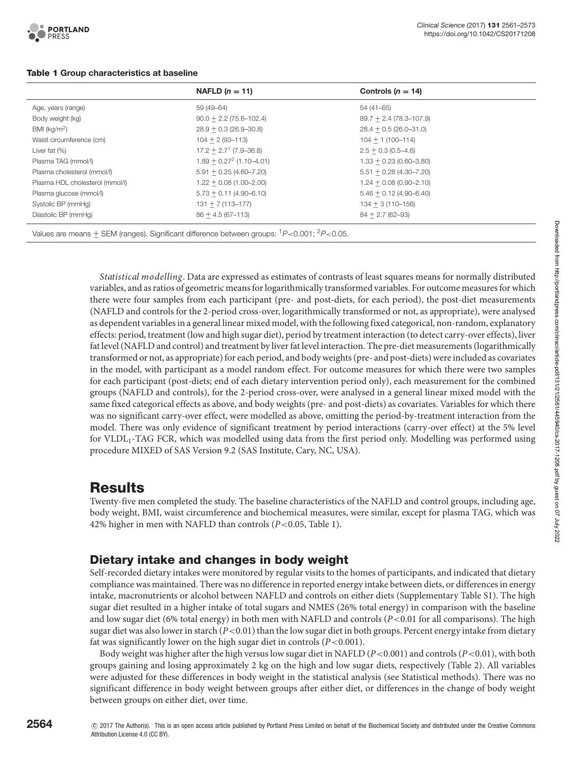**Table 1 Group characteristics at baseline**

| | NAFLD ($n = 11$) | Controls ($n = 14$) |
|---|---|---|
| Age, years (range) | 59 (49–64) | 54 (41–65) |
| Body weight (kg) | $90.0 \pm 2.2$ (75.6–102.4) | $89.7 \pm 2.4$ (78.3–107.9) |
| BMI (kg/m$^2$) | $28.9 \pm 0.3$ (26.9–30.8) | $28.4 \pm 0.5$ (26.0–31.0) |
| Waist circumference (cm) | $104 \pm 2$ (93–113) | $104 \pm 1$ (100–114) |
| Liver fat (%) | $17.2 \pm 2.7$[1] (7.9–36.8) | $2.5 \pm 0.3$ (0.5–4.6) |
| Plasma TAG (mmol/l) | $1.89 \pm 0.27$[2] (1.10–4.01) | $1.33 \pm 0.23$ (0.60–3.80) |
| Plasma cholesterol (mmol/l) | $5.91 \pm 0.25$ (4.60–7.20) | $5.51 \pm 0.28$ (4.30–7.20) |
| Plasma HDL cholesterol (mmol/l) | $1.22 \pm 0.08$ (1.00–2.00) | $1.24 \pm 0.08$ (0.90–2.10) |
| Plasma glucose (mmol/l) | $5.73 \pm 0.11$ (4.90–6.10) | $5.46 \pm 0.12$ (4.90–6.40) |
| Systolic BP (mmHg) | $131 \pm 7$ (113–177) | $134 \pm 3$ (110–156) |
| Diastolic BP (mmHg) | $86 \pm 4.5$ (67–113) | $84 \pm 2.7$ (62–93) |

Values are means $\pm$ SEM (ranges). Significant difference between groups: [1]$P<0.001$; [2]$P<0.05$.

*Statistical modelling*. Data are expressed as estimates of contrasts of least squares means for normally distributed variables, and as ratios of geometric means for logarithmically transformed variables. For outcome measures for which there were four samples from each participant (pre- and post-diets, for each period), the post-diet measurements (NAFLD and controls for the 2-period cross-over, logarithmically transformed or not, as appropriate), were analysed as dependent variables in a general linear mixed model, with the following fixed categorical, non-random, explanatory effects: period, treatment (low and high sugar diet), period by treatment interaction (to detect carry-over effects), liver fat level (NAFLD and control) and treatment by liver fat level interaction. The pre-diet measurements (logarithmically transformed or not, as appropriate) for each period, and body weights (pre- and post-diets) were included as covariates in the model, with participant as a model random effect. For outcome measures for which there were two samples for each participant (post-diets; end of each dietary intervention period only), each measurement for the combined groups (NAFLD and controls), for the 2-period cross-over, were analysed in a general linear mixed model with the same fixed categorical effects as above, and body weights (pre- and post-diets) as covariates. Variables for which there was no significant carry-over effect, were modelled as above, omitting the period-by-treatment interaction from the model. There was only evidence of significant treatment by period interactions (carry-over effect) at the 5% level for $VLDL_1$-TAG FCR, which was modelled using data from the first period only. Modelling was performed using procedure MIXED of SAS Version 9.2 (SAS Institute, Cary, NC, USA).

# Results

Twenty-five men completed the study. The baseline characteristics of the NAFLD and control groups, including age, body weight, BMI, waist circumference and biochemical measures, were similar, except for plasma TAG, which was 42% higher in men with NAFLD than controls ($P<0.05$, Table 1).

## Dietary intake and changes in body weight

Self-recorded dietary intakes were monitored by regular visits to the homes of participants, and indicated that dietary compliance was maintained. There was no difference in reported energy intake between diets, or differences in energy intake, macronutrients or alcohol between NAFLD and controls on either diets (Supplementary Table S1). The high sugar diet resulted in a higher intake of total sugars and NMES (26% total energy) in comparison with the baseline and low sugar diet (6% total energy) in both men with NAFLD and controls ($P<0.01$ for all comparisons). The high sugar diet was also lower in starch ($P<0.01$) than the low sugar diet in both groups. Percent energy intake from dietary fat was significantly lower on the high sugar diet in controls ($P<0.001$).

Body weight was higher after the high versus low sugar diet in NAFLD ($P<0.001$) and controls ($P<0.01$), with both groups gaining and losing approximately 2 kg on the high and low sugar diets, respectively (Table 2). All variables were adjusted for these differences in body weight in the statistical analysis (see Statistical methods). There was no significant difference in body weight between groups after either diet, or differences in the change of body weight between groups on either diet, over time.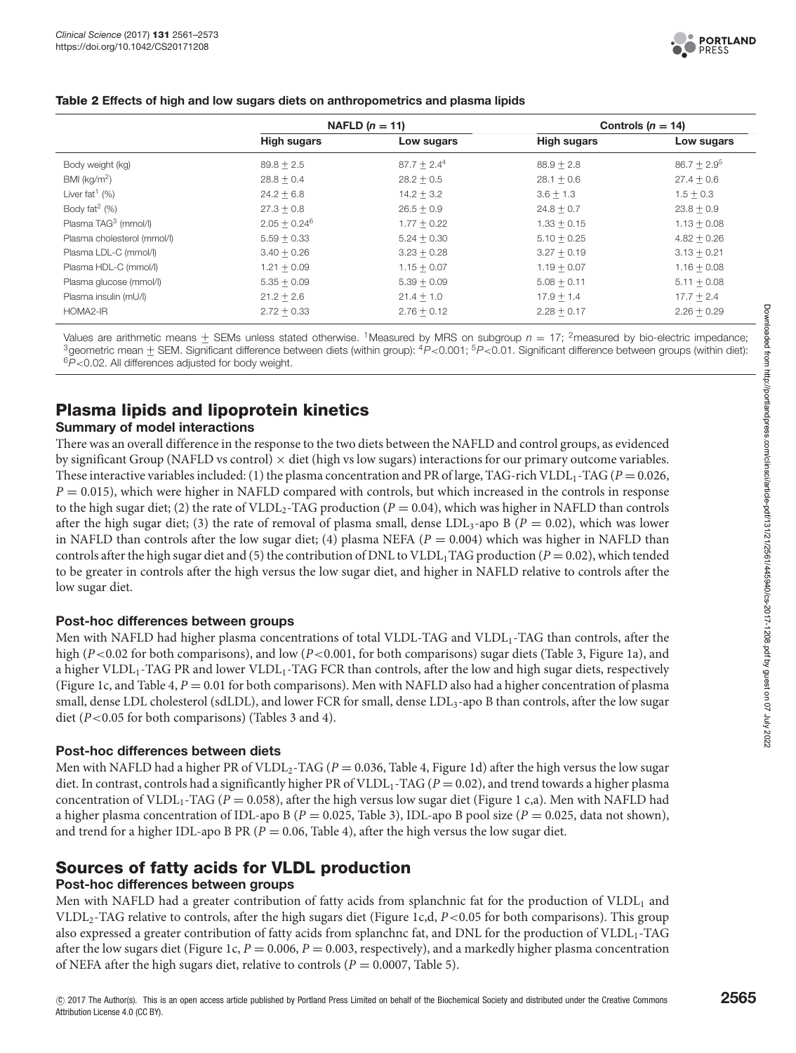**Table 2 Effects of high and low sugars diets on anthropometrics and plasma lipids**

| | NAFLD ($n = 11$) | | Controls ($n = 14$) | |
|---|---|---|---|---|
| | **High sugars** | **Low sugars** | **High sugars** | **Low sugars** |
| Body weight (kg) | 89.8 ± 2.5 | 87.7 ± 2.4[4] | 88.9 ± 2.8 | 86.7 ± 2.9[5] |
| BMI (kg/m$^2$) | 28.8 ± 0.4 | 28.2 ± 0.5 | 28.1 ± 0.6 | 27.4 ± 0.6 |
| Liver fat[1] (%) | 24.2 ± 6.8 | 14.2 ± 3.2 | 3.6 ± 1.3 | 1.5 ± 0.3 |
| Body fat[2] (%) | 27.3 ± 0.8 | 26.5 ± 0.9 | 24.8 ± 0.7 | 23.8 ± 0.9 |
| Plasma TAG[3] (mmol/l) | 2.05 ± 0.24[6] | 1.77 ± 0.22 | 1.33 ± 0.15 | 1.13 ± 0.08 |
| Plasma cholesterol (mmol/l) | 5.59 ± 0.33 | 5.24 ± 0.30 | 5.10 ± 0.25 | 4.82 ± 0.26 |
| Plasma LDL-C (mmol/l) | 3.40 ± 0.26 | 3.23 ± 0.28 | 3.27 ± 0.19 | 3.13 ± 0.21 |
| Plasma HDL-C (mmol/l) | 1.21 ± 0.09 | 1.15 ± 0.07 | 1.19 ± 0.07 | 1.16 ± 0.08 |
| Plasma glucose (mmol/l) | 5.35 ± 0.09 | 5.39 ± 0.09 | 5.08 ± 0.11 | 5.11 ± 0.08 |
| Plasma insulin (mU/l) | 21.2 ± 2.6 | 21.4 ± 1.0 | 17.9 ± 1.4 | 17.7 ± 2.4 |
| HOMA2-IR | 2.72 ± 0.33 | 2.76 ± 0.12 | 2.28 ± 0.17 | 2.26 ± 0.29 |

Values are arithmetic means ± SEMs unless stated otherwise. [1]Measured by MRS on subgroup $n = 17$; [2]measured by bio-electric impedance; [3]geometric mean ± SEM. Significant difference between diets (within group): [4]$P<0.001$; [5]$P<0.01$. Significant difference between groups (within diet): [6]$P<0.02$. All differences adjusted for body weight.

## Plasma lipids and lipoprotein kinetics

### Summary of model interactions

There was an overall difference in the response to the two diets between the NAFLD and control groups, as evidenced by significant Group (NAFLD vs control) × diet (high vs low sugars) interactions for our primary outcome variables. These interactive variables included: (1) the plasma concentration and PR of large, TAG-rich $VLDL_1$-TAG ($P = 0.026$, $P = 0.015$), which were higher in NAFLD compared with controls, but which increased in the controls in response to the high sugar diet; (2) the rate of $VLDL_2$-TAG production ($P = 0.04$), which was higher in NAFLD than controls after the high sugar diet; (3) the rate of removal of plasma small, dense $LDL_3$-apo B ($P = 0.02$), which was lower in NAFLD than controls after the low sugar diet; (4) plasma NEFA ($P = 0.004$) which was higher in NAFLD than controls after the high sugar diet and (5) the contribution of DNL to $VLDL_1$ TAG production ($P = 0.02$), which tended to be greater in controls after the high versus the low sugar diet, and higher in NAFLD relative to controls after the low sugar diet.

### Post-hoc differences between groups

Men with NAFLD had higher plasma concentrations of total VLDL-TAG and $VLDL_1$-TAG than controls, after the high ($P<0.02$ for both comparisons), and low ($P<0.001$, for both comparisons) sugar diets (Table 3, Figure 1a), and a higher $VLDL_1$-TAG PR and lower $VLDL_1$-TAG FCR than controls, after the low and high sugar diets, respectively (Figure 1c, and Table 4, $P = 0.01$ for both comparisons). Men with NAFLD also had a higher concentration of plasma small, dense LDL cholesterol (sdLDL), and lower FCR for small, dense $LDL_3$-apo B than controls, after the low sugar diet ($P<0.05$ for both comparisons) (Tables 3 and 4).

### Post-hoc differences between diets

Men with NAFLD had a higher PR of $VLDL_2$-TAG ($P = 0.036$, Table 4, Figure 1d) after the high versus the low sugar diet. In contrast, controls had a significantly higher PR of $VLDL_1$-TAG ($P = 0.02$), and trend towards a higher plasma concentration of $VLDL_1$-TAG ($P = 0.058$), after the high versus low sugar diet (Figure 1 c,a). Men with NAFLD had a higher plasma concentration of IDL-apo B ($P = 0.025$, Table 3), IDL-apo B pool size ($P = 0.025$, data not shown), and trend for a higher IDL-apo B PR ($P = 0.06$, Table 4), after the high versus the low sugar diet.

## Sources of fatty acids for VLDL production

### Post-hoc differences between groups

Men with NAFLD had a greater contribution of fatty acids from splanchnic fat for the production of $VLDL_1$ and $VLDL_2$-TAG relative to controls, after the high sugars diet (Figure 1c,d, $P<0.05$ for both comparisons). This group also expressed a greater contribution of fatty acids from splanchnc fat, and DNL for the production of $VLDL_1$-TAG after the low sugars diet (Figure 1c, $P = 0.006$, $P = 0.003$, respectively), and a markedly higher plasma concentration of NEFA after the high sugars diet, relative to controls ($P = 0.0007$, Table 5).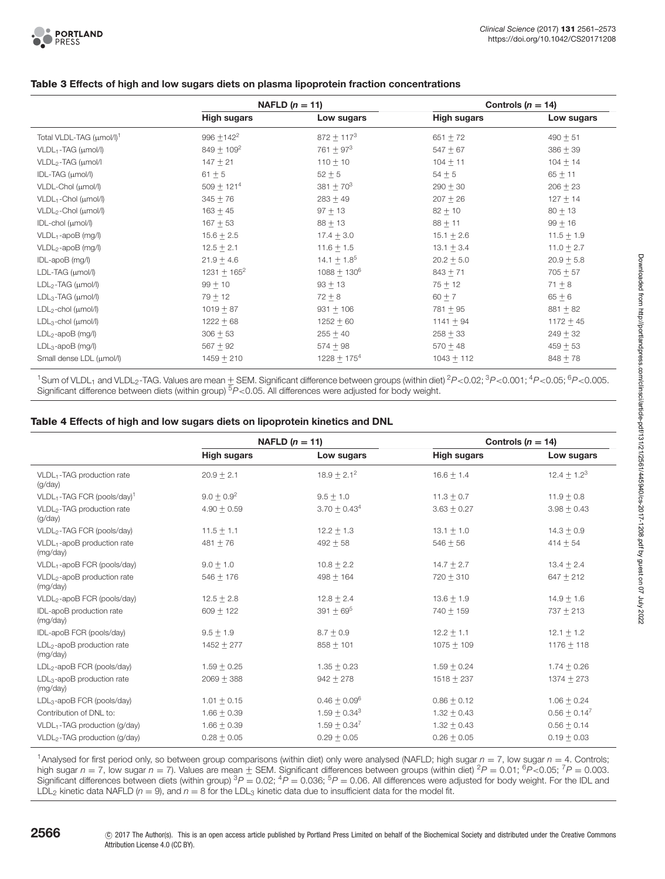**Table 3 Effects of high and low sugars diets on plasma lipoprotein fraction concentrations**

| | NAFLD ($n = 11$) | | Controls ($n = 14$) | |
|---|---|---|---|---|
| | **High sugars** | **Low sugars** | **High sugars** | **Low sugars** |
| Total VLDL-TAG (μmol/l)[1] | 996 ± 142[2] | 872 ± 117[3] | 651 ± 72 | 490 ± 51 |
| $VLDL_1$-TAG (μmol/l) | 849 ± 109[2] | 761 ± 97[3] | 547 ± 67 | 386 ± 39 |
| $VLDL_2$-TAG (μmol/l | 147 ± 21 | 110 ± 10 | 104 ± 11 | 104 ± 14 |
| IDL-TAG (μmol/l) | 61 ± 5 | 52 ± 5 | 54 ± 5 | 65 ± 11 |
| VLDL-Chol (μmol/l) | 509 ± 121[4] | 381 ± 70[3] | 290 ± 30 | 206 ± 23 |
| $VLDL_1$-Chol (μmol/l) | 345 ± 76 | 283 ± 49 | 207 ± 26 | 127 ± 14 |
| $VLDL_2$-Chol (μmol/l) | 163 ± 45 | 97 ± 13 | 82 ± 10 | 80 ± 13 |
| IDL-chol (μmol/l) | 167 ± 53 | 88 ± 13 | 88 ± 11 | 99 ± 16 |
| $VLDL_1$-apoB (mg/l) | 15.6 ± 2.5 | 17.4 ± 3.0 | 15.1 ± 2.6 | 11.5 ± 1.9 |
| $VLDL_2$-apoB (mg/l) | 12.5 ± 2.1 | 11.6 ± 1.5 | 13.1 ± 3.4 | 11.0 ± 2.7 |
| IDL-apoB (mg/l) | 21.9 ± 4.6 | 14.1 ± 1.8[5] | 20.2 ± 5.0 | 20.9 ± 5.8 |
| LDL-TAG (μmol/l) | 1231 ± 165[2] | 1088 ± 130[6] | 843 ± 71 | 705 ± 57 |
| $LDL_2$-TAG (μmol/l) | 99 ± 10 | 93 ± 13 | 75 ± 12 | 71 ± 8 |
| $LDL_3$-TAG (μmol/l) | 79 ± 12 | 72 ± 8 | 60 ± 7 | 65 ± 6 |
| $LDL_2$-chol (μmol/l) | 1019 ± 87 | 931 ± 106 | 781 ± 95 | 881 ± 82 |
| $LDL_3$-chol (μmol/l) | 1222 ± 68 | 1252 ± 60 | 1141 ± 94 | 1172 ± 45 |
| $LDL_2$-apoB (mg/l) | 306 ± 53 | 255 ± 40 | 258 ± 33 | 249 ± 32 |
| $LDL_3$-apoB (mg/l) | 567 ± 92 | 574 ± 98 | 570 ± 48 | 459 ± 53 |
| Small dense LDL (μmol/l) | 1459 ± 210 | 1228 ± 175[4] | 1043 ± 112 | 848 ± 78 |

[1]Sum of $VLDL_1$ and $VLDL_2$-TAG. Values are mean ± SEM. Significant difference between groups (within diet) [2]$P<0.02$; [3]$P<0.001$; [4]$P<0.05$; [6]$P<0.005$. Significant difference between diets (within group) [5]$P<0.05$. All differences were adjusted for body weight.

**Table 4 Effects of high and low sugars diets on lipoprotein kinetics and DNL**

| | NAFLD ($n = 11$) | | Controls ($n = 14$) | |
|---|---|---|---|---|
| | **High sugars** | **Low sugars** | **High sugars** | **Low sugars** |
| $VLDL_1$-TAG production rate (g/day) | 20.9 ± 2.1 | 18.9 ± 2.1[2] | 16.6 ± 1.4 | 12.4 ± 1.2[3] |
| $VLDL_1$-TAG FCR (pools/day)[1] | 9.0 ± 0.9[2] | 9.5 ± 1.0 | 11.3 ± 0.7 | 11.9 ± 0.8 |
| $VLDL_2$-TAG production rate (g/day) | 4.90 ± 0.59 | 3.70 ± 0.43[4] | 3.63 ± 0.27 | 3.98 ± 0.43 |
| $VLDL_2$-TAG FCR (pools/day) | 11.5 ± 1.1 | 12.2 ± 1.3 | 13.1 ± 1.0 | 14.3 ± 0.9 |
| $VLDL_1$-apoB production rate (mg/day) | 481 ± 76 | 492 ± 58 | 546 ± 56 | 414 ± 54 |
| $VLDL_1$-apoB FCR (pools/day) | 9.0 ± 1.0 | 10.8 ± 2.2 | 14.7 ± 2.7 | 13.4 ± 2.4 |
| $VLDL_2$-apoB production rate (mg/day) | 546 ± 176 | 498 ± 164 | 720 ± 310 | 647 ± 212 |
| $VLDL_2$-apoB FCR (pools/day) | 12.5 ± 2.8 | 12.8 ± 2.4 | 13.6 ± 1.9 | 14.9 ± 1.6 |
| IDL-apoB production rate (mg/day) | 609 ± 122 | 391 ± 69[5] | 740 ± 159 | 737 ± 213 |
| IDL-apoB FCR (pools/day) | 9.5 ± 1.9 | 8.7 ± 0.9 | 12.2 ± 1.1 | 12.1 ± 1.2 |
| $LDL_2$-apoB production rate (mg/day) | 1452 ± 277 | 858 ± 101 | 1075 ± 109 | 1176 ± 118 |
| $LDL_2$-apoB FCR (pools/day) | 1.59 ± 0.25 | 1.35 ± 0.23 | 1.59 ± 0.24 | 1.74 ± 0.26 |
| $LDL_3$-apoB production rate (mg/day) | 2069 ± 388 | 942 ± 278 | 1518 ± 237 | 1374 ± 273 |
| $LDL_3$-apoB FCR (pools/day) | 1.01 ± 0.15 | 0.46 ± 0.09[6] | 0.86 ± 0.12 | 1.06 ± 0.24 |
| Contribution of DNL to: | 1.66 ± 0.39 | 1.59 ± 0.34[3] | 1.32 ± 0.43 | 0.56 ± 0.14[7] |
| $VLDL_1$-TAG production (g/day) | 1.66 ± 0.39 | 1.59 ± 0.34[7] | 1.32 ± 0.43 | 0.56 ± 0.14 |
| $VLDL_2$-TAG production (g/day) | 0.28 ± 0.05 | 0.29 ± 0.05 | 0.26 ± 0.05 | 0.19 ± 0.03 |

[1]Analysed for first period only, so between group comparisons (within diet) only were analysed (NAFLD; high sugar $n = 7$, low sugar $n = 4$. Controls; high sugar $n = 7$, low sugar $n = 7$). Values are mean ± SEM. Significant differences between groups (within diet) [2]$P = 0.01$; [6]$P<0.05$; [7]$P = 0.003$. Significant differences between diets (within group) [3]$P = 0.02$; [4]$P = 0.036$; [5]$P = 0.06$. All differences were adjusted for body weight. For the IDL and $LDL_2$ kinetic data NAFLD ($n = 9$), and $n = 8$ for the $LDL_3$ kinetic data due to insufficient data for the model fit.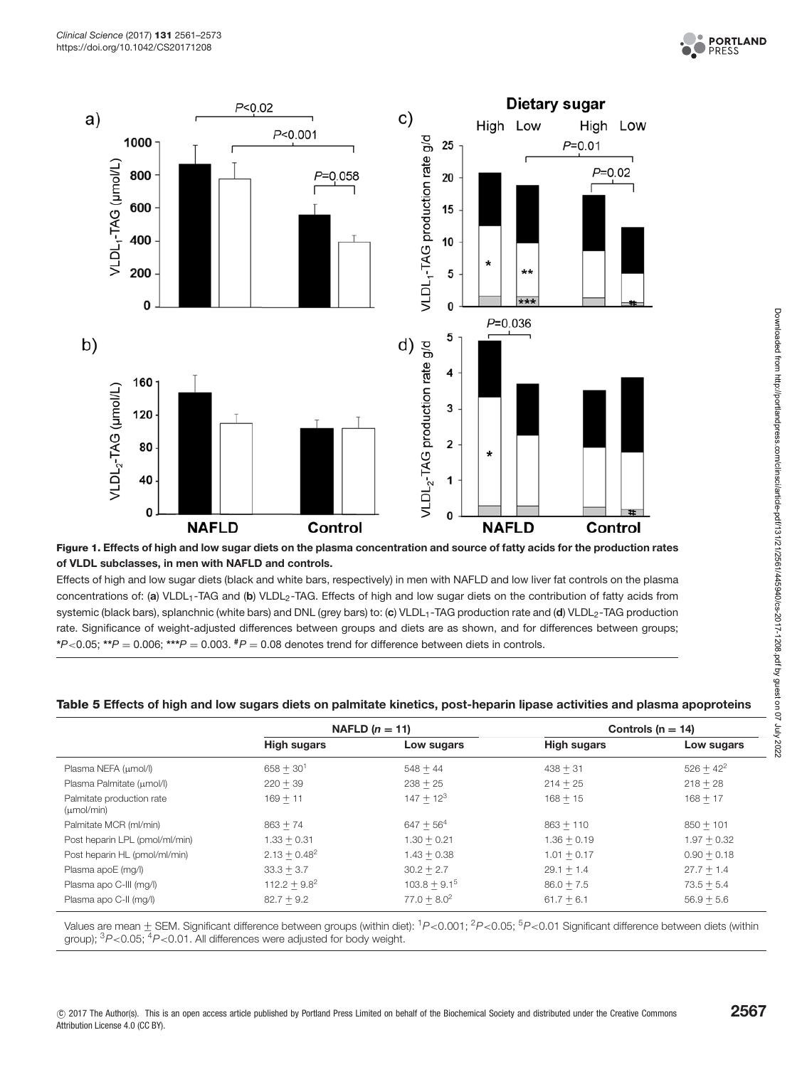**Figure 1. Effects of high and low sugar diets on the plasma concentration and source of fatty acids for the production rates of VLDL subclasses, in men with NAFLD and controls.**

Effects of high and low sugar diets (black and white bars, respectively) in men with NAFLD and low liver fat controls on the plasma concentrations of: (**a**) $VLDL_1$-TAG and (**b**) $VLDL_2$-TAG. Effects of high and low sugar diets on the contribution of fatty acids from systemic (black bars), splanchnic (white bars) and DNL (grey bars) to: (**c**) $VLDL_1$-TAG production rate and (**d**) $VLDL_2$-TAG production rate. Significance of weight-adjusted differences between groups and diets are as shown, and for differences between groups; \*$P<0.05$; \*\*$P = 0.006$; \*\*\*$P = 0.003$. #$P = 0.08$ denotes trend for difference between diets in controls.

**Table 5 Effects of high and low sugars diets on palmitate kinetics, post-heparin lipase activities and plasma apoproteins**

| | NAFLD ($n = 11$) | | Controls ($n = 14$) | |
|---|---|---|---|---|
| | High sugars | Low sugars | High sugars | Low sugars |
| Plasma NEFA (μmol/l) | 658 ± 30[1] | 548 ± 44 | 438 ± 31 | 526 ± 42[2] |
| Plasma Palmitate (μmol/l) | 220 ± 39 | 238 ± 25 | 214 ± 25 | 218 ± 28 |
| Palmitate production rate (μmol/min) | 169 ± 11 | 147 ± 12[3] | 168 ± 15 | 168 ± 17 |
| Palmitate MCR (ml/min) | 863 ± 74 | 647 ± 56[4] | 863 ± 110 | 850 ± 101 |
| Post heparin LPL (pmol/ml/min) | 1.33 ± 0.31 | 1.30 ± 0.21 | 1.36 ± 0.19 | 1.97 ± 0.32 |
| Post heparin HL (pmol/ml/min) | 2.13 ± 0.48[2] | 1.43 ± 0.38 | 1.01 ± 0.17 | 0.90 ± 0.18 |
| Plasma apoE (mg/l) | 33.3 ± 3.7 | 30.2 ± 2.7 | 29.1 ± 1.4 | 27.7 ± 1.4 |
| Plasma apo C-III (mg/l) | 112.2 ± 9.8[2] | 103.8 ± 9.1[5] | 86.0 ± 7.5 | 73.5 ± 5.4 |
| Plasma apo C-II (mg/l) | 82.7 ± 9.2 | 77.0 ± 8.0[2] | 61.7 ± 6.1 | 56.9 ± 5.6 |

Values are mean ± SEM. Significant difference between groups (within diet): [1]$P<0.001$; [2]$P<0.05$; [5]$P<0.01$ Significant difference between diets (within group); [3]$P<0.05$; [4]$P<0.01$. All differences were adjusted for body weight.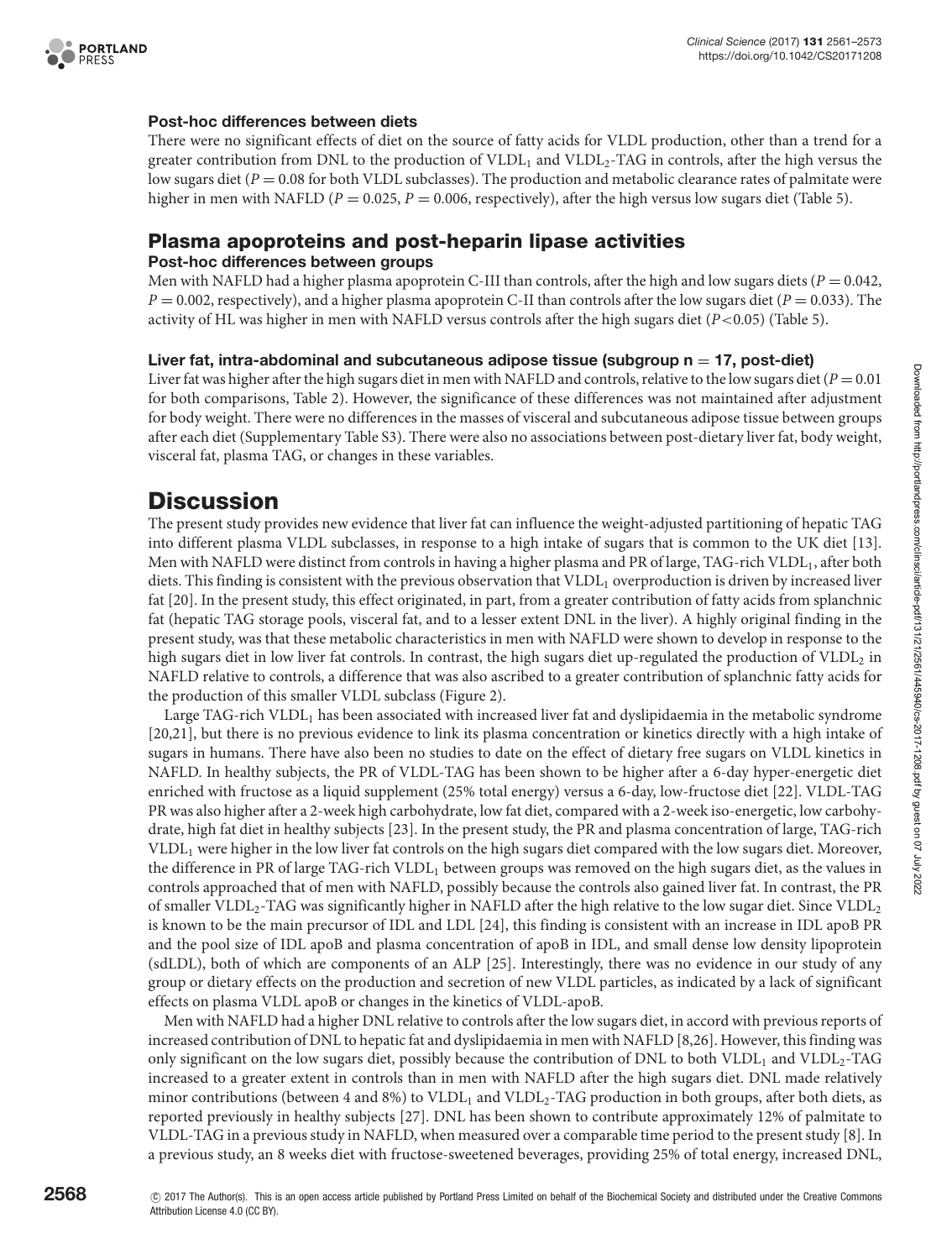#### Post-hoc differences between diets

There were no significant effects of diet on the source of fatty acids for VLDL production, other than a trend for a greater contribution from DNL to the production of $VLDL_1$ and $VLDL_2$-TAG in controls, after the high versus the low sugars diet ($P = 0.08$ for both VLDL subclasses). The production and metabolic clearance rates of palmitate were higher in men with NAFLD ($P = 0.025$, $P = 0.006$, respectively), after the high versus low sugars diet (Table 5).

### Plasma apoproteins and post-heparin lipase activities

#### Post-hoc differences between groups

Men with NAFLD had a higher plasma apoprotein C-III than controls, after the high and low sugars diets ($P = 0.042$, $P = 0.002$, respectively), and a higher plasma apoprotein C-II than controls after the low sugars diet ($P = 0.033$). The activity of HL was higher in men with NAFLD versus controls after the high sugars diet ($P<0.05$) (Table 5).

#### Liver fat, intra-abdominal and subcutaneous adipose tissue (subgroup n = 17, post-diet)

Liver fat was higher after the high sugars diet in men with NAFLD and controls, relative to the low sugars diet ($P = 0.01$ for both comparisons, Table 2). However, the significance of these differences was not maintained after adjustment for body weight. There were no differences in the masses of visceral and subcutaneous adipose tissue between groups after each diet (Supplementary Table S3). There were also no associations between post-dietary liver fat, body weight, visceral fat, plasma TAG, or changes in these variables.

## Discussion

The present study provides new evidence that liver fat can influence the weight-adjusted partitioning of hepatic TAG into different plasma VLDL subclasses, in response to a high intake of sugars that is common to the UK diet [13]. Men with NAFLD were distinct from controls in having a higher plasma and PR of large, TAG-rich $VLDL_1$, after both diets. This finding is consistent with the previous observation that $VLDL_1$ overproduction is driven by increased liver fat [20]. In the present study, this effect originated, in part, from a greater contribution of fatty acids from splanchnic fat (hepatic TAG storage pools, visceral fat, and to a lesser extent DNL in the liver). A highly original finding in the present study, was that these metabolic characteristics in men with NAFLD were shown to develop in response to the high sugars diet in low liver fat controls. In contrast, the high sugars diet up-regulated the production of $VLDL_2$ in NAFLD relative to controls, a difference that was also ascribed to a greater contribution of splanchnic fatty acids for the production of this smaller VLDL subclass (Figure 2).

Large TAG-rich $VLDL_1$ has been associated with increased liver fat and dyslipidaemia in the metabolic syndrome [20,21], but there is no previous evidence to link its plasma concentration or kinetics directly with a high intake of sugars in humans. There have also been no studies to date on the effect of dietary free sugars on VLDL kinetics in NAFLD. In healthy subjects, the PR of VLDL-TAG has been shown to be higher after a 6-day hyper-energetic diet enriched with fructose as a liquid supplement (25% total energy) versus a 6-day, low-fructose diet [22]. VLDL-TAG PR was also higher after a 2-week high carbohydrate, low fat diet, compared with a 2-week iso-energetic, low carbohydrate, high fat diet in healthy subjects [23]. In the present study, the PR and plasma concentration of large, TAG-rich $VLDL_1$ were higher in the low liver fat controls on the high sugars diet compared with the low sugars diet. Moreover, the difference in PR of large TAG-rich $VLDL_1$ between groups was removed on the high sugars diet, as the values in controls approached that of men with NAFLD, possibly because the controls also gained liver fat. In contrast, the PR of smaller $VLDL_2$-TAG was significantly higher in NAFLD after the high relative to the low sugar diet. Since $VLDL_2$ is known to be the main precursor of IDL and LDL [24], this finding is consistent with an increase in IDL apoB PR and the pool size of IDL apoB and plasma concentration of apoB in IDL, and small dense low density lipoprotein (sdLDL), both of which are components of an ALP [25]. Interestingly, there was no evidence in our study of any group or dietary effects on the production and secretion of new VLDL particles, as indicated by a lack of significant effects on plasma VLDL apoB or changes in the kinetics of VLDL-apoB.

Men with NAFLD had a higher DNL relative to controls after the low sugars diet, in accord with previous reports of increased contribution of DNL to hepatic fat and dyslipidaemia in men with NAFLD [8,26]. However, this finding was only significant on the low sugars diet, possibly because the contribution of DNL to both $VLDL_1$ and $VLDL_2$-TAG increased to a greater extent in controls than in men with NAFLD after the high sugars diet. DNL made relatively minor contributions (between 4 and 8%) to $VLDL_1$ and $VLDL_2$-TAG production in both groups, after both diets, as reported previously in healthy subjects [27]. DNL has been shown to contribute approximately 12% of palmitate to VLDL-TAG in a previous study in NAFLD, when measured over a comparable time period to the present study [8]. In a previous study, an 8 weeks diet with fructose-sweetened beverages, providing 25% of total energy, increased DNL,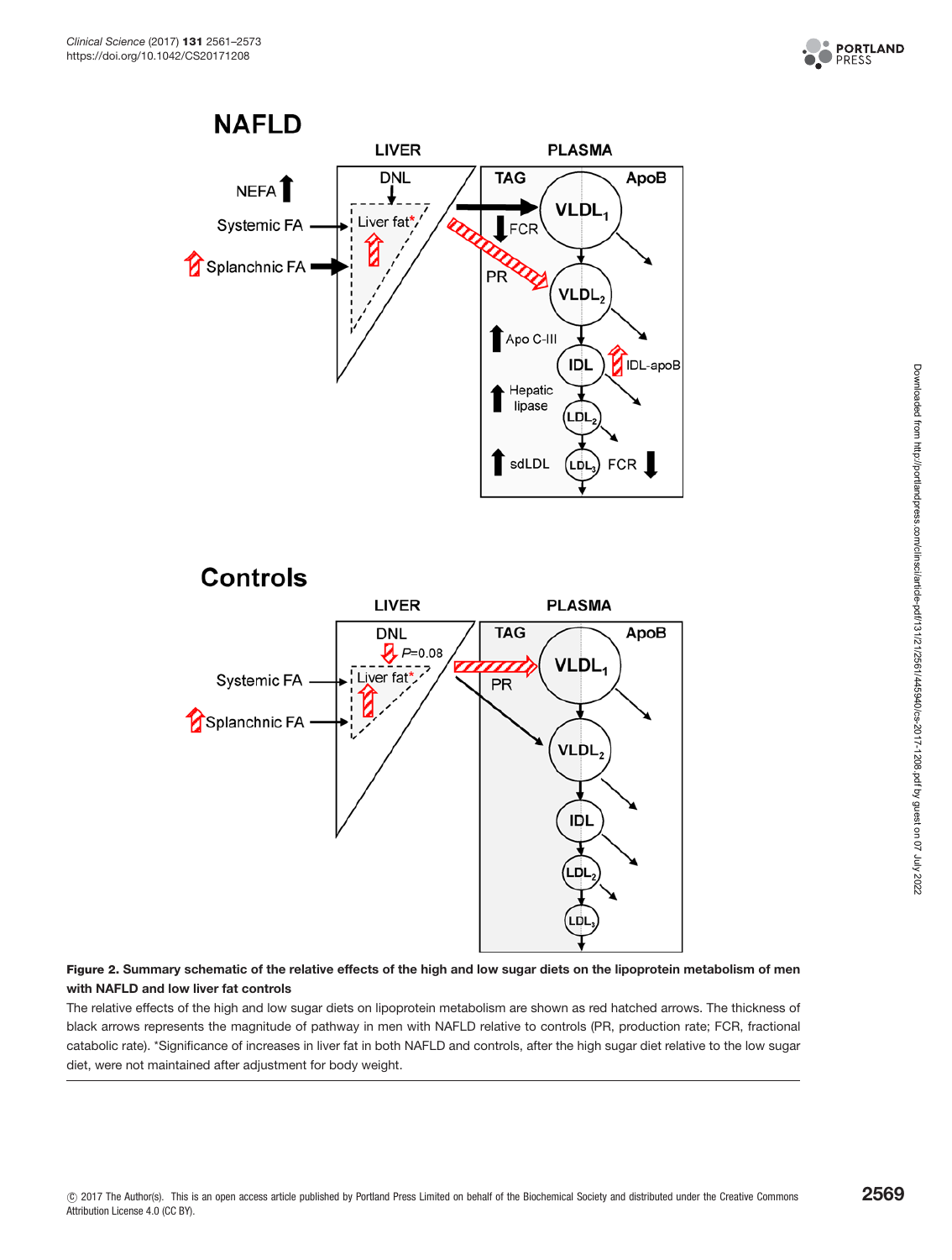**Figure 2. Summary schematic of the relative effects of the high and low sugar diets on the lipoprotein metabolism of men with NAFLD and low liver fat controls**

The relative effects of the high and low sugar diets on lipoprotein metabolism are shown as red hatched arrows. The thickness of black arrows represents the magnitude of pathway in men with NAFLD relative to controls (PR, production rate; FCR, fractional catabolic rate). *Significance of increases in liver fat in both NAFLD and controls, after the high sugar diet relative to the low sugar diet, were not maintained after adjustment for body weight.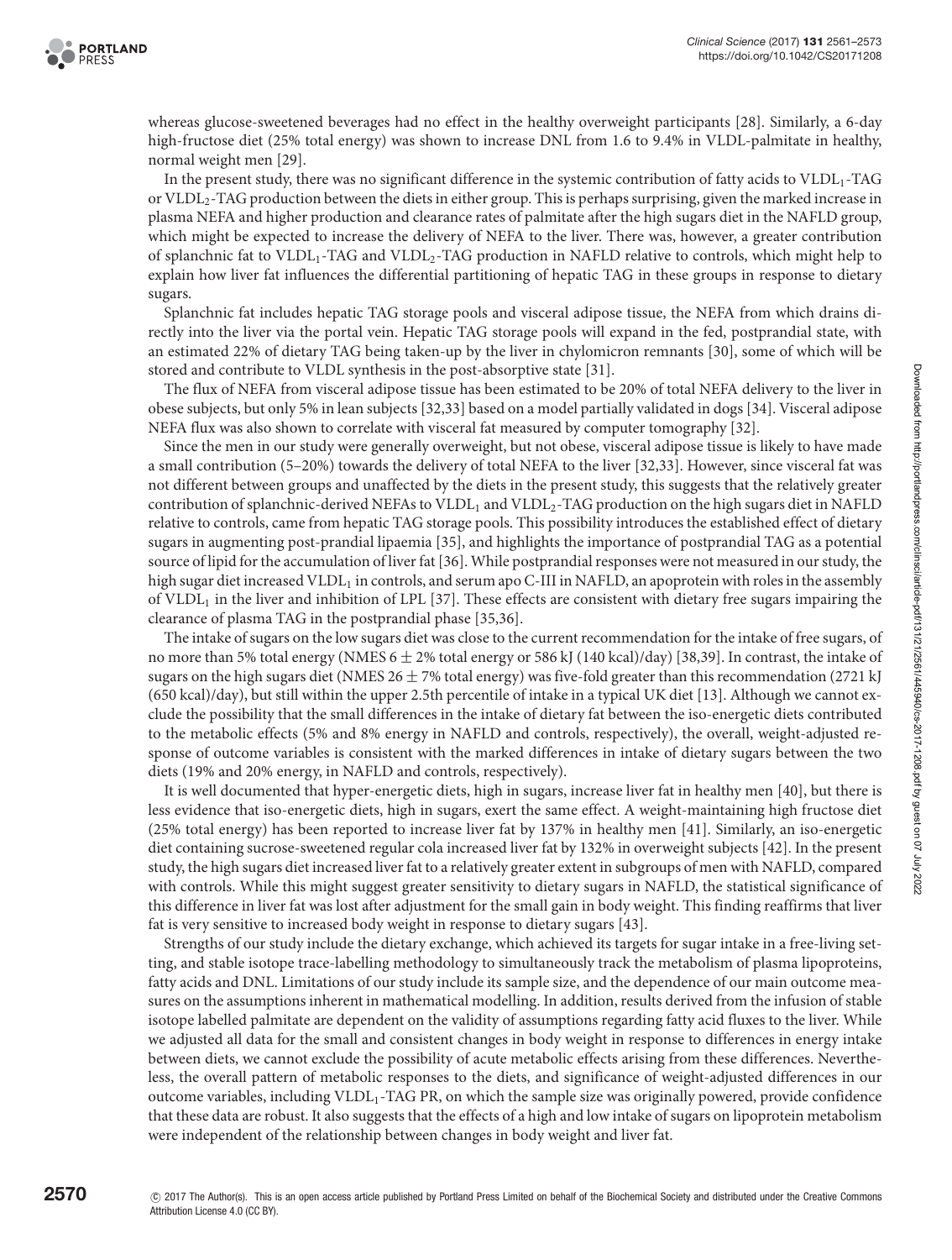whereas glucose-sweetened beverages had no effect in the healthy overweight participants [28]. Similarly, a 6-day high-fructose diet (25% total energy) was shown to increase DNL from 1.6 to 9.4% in VLDL-palmitate in healthy, normal weight men [29].

In the present study, there was no significant difference in the systemic contribution of fatty acids to $VLDL_1$-TAG or $VLDL_2$-TAG production between the diets in either group. This is perhaps surprising, given the marked increase in plasma NEFA and higher production and clearance rates of palmitate after the high sugars diet in the NAFLD group, which might be expected to increase the delivery of NEFA to the liver. There was, however, a greater contribution of splanchnic fat to $VLDL_1$-TAG and $VLDL_2$-TAG production in NAFLD relative to controls, which might help to explain how liver fat influences the differential partitioning of hepatic TAG in these groups in response to dietary sugars.

Splanchnic fat includes hepatic TAG storage pools and visceral adipose tissue, the NEFA from which drains directly into the liver via the portal vein. Hepatic TAG storage pools will expand in the fed, postprandial state, with an estimated 22% of dietary TAG being taken-up by the liver in chylomicron remnants [30], some of which will be stored and contribute to VLDL synthesis in the post-absorptive state [31].

The flux of NEFA from visceral adipose tissue has been estimated to be 20% of total NEFA delivery to the liver in obese subjects, but only 5% in lean subjects [32,33] based on a model partially validated in dogs [34]. Visceral adipose NEFA flux was also shown to correlate with visceral fat measured by computer tomography [32].

Since the men in our study were generally overweight, but not obese, visceral adipose tissue is likely to have made a small contribution (5–20%) towards the delivery of total NEFA to the liver [32,33]. However, since visceral fat was not different between groups and unaffected by the diets in the present study, this suggests that the relatively greater contribution of splanchnic-derived NEFAs to $VLDL_1$ and $VLDL_2$-TAG production on the high sugars diet in NAFLD relative to controls, came from hepatic TAG storage pools. This possibility introduces the established effect of dietary sugars in augmenting post-prandial lipaemia [35], and highlights the importance of postprandial TAG as a potential source of lipid for the accumulation of liver fat [36]. While postprandial responses were not measured in our study, the high sugar diet increased $VLDL_1$ in controls, and serum apo C-III in NAFLD, an apoprotein with roles in the assembly of $VLDL_1$ in the liver and inhibition of LPL [37]. These effects are consistent with dietary free sugars impairing the clearance of plasma TAG in the postprandial phase [35,36].

The intake of sugars on the low sugars diet was close to the current recommendation for the intake of free sugars, of no more than 5% total energy (NMES $6 \pm 2$% total energy or 586 kJ (140 kcal)/day) [38,39]. In contrast, the intake of sugars on the high sugars diet (NMES $26 \pm 7$% total energy) was five-fold greater than this recommendation (2721 kJ (650 kcal)/day), but still within the upper 2.5th percentile of intake in a typical UK diet [13]. Although we cannot exclude the possibility that the small differences in the intake of dietary fat between the iso-energetic diets contributed to the metabolic effects (5% and 8% energy in NAFLD and controls, respectively), the overall, weight-adjusted response of outcome variables is consistent with the marked differences in intake of dietary sugars between the two diets (19% and 20% energy, in NAFLD and controls, respectively).

It is well documented that hyper-energetic diets, high in sugars, increase liver fat in healthy men [40], but there is less evidence that iso-energetic diets, high in sugars, exert the same effect. A weight-maintaining high fructose diet (25% total energy) has been reported to increase liver fat by 137% in healthy men [41]. Similarly, an iso-energetic diet containing sucrose-sweetened regular cola increased liver fat by 132% in overweight subjects [42]. In the present study, the high sugars diet increased liver fat to a relatively greater extent in subgroups of men with NAFLD, compared with controls. While this might suggest greater sensitivity to dietary sugars in NAFLD, the statistical significance of this difference in liver fat was lost after adjustment for the small gain in body weight. This finding reaffirms that liver fat is very sensitive to increased body weight in response to dietary sugars [43].

Strengths of our study include the dietary exchange, which achieved its targets for sugar intake in a free-living setting, and stable isotope trace-labelling methodology to simultaneously track the metabolism of plasma lipoproteins, fatty acids and DNL. Limitations of our study include its sample size, and the dependence of our main outcome measures on the assumptions inherent in mathematical modelling. In addition, results derived from the infusion of stable isotope labelled palmitate are dependent on the validity of assumptions regarding fatty acid fluxes to the liver. While we adjusted all data for the small and consistent changes in body weight in response to differences in energy intake between diets, we cannot exclude the possibility of acute metabolic effects arising from these differences. Nevertheless, the overall pattern of metabolic responses to the diets, and significance of weight-adjusted differences in our outcome variables, including $VLDL_1$-TAG PR, on which the sample size was originally powered, provide confidence that these data are robust. It also suggests that the effects of a high and low intake of sugars on lipoprotein metabolism were independent of the relationship between changes in body weight and liver fat.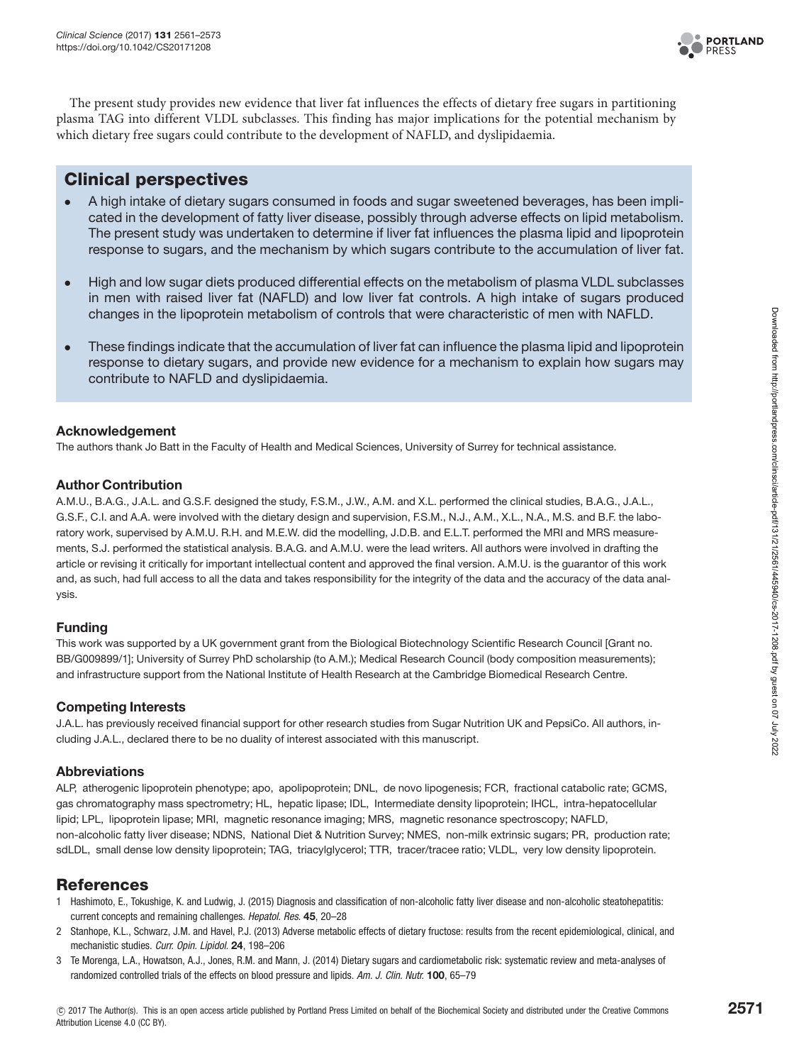The present study provides new evidence that liver fat influences the effects of dietary free sugars in partitioning plasma TAG into different VLDL subclasses. This finding has major implications for the potential mechanism by which dietary free sugars could contribute to the development of NAFLD, and dyslipidaemia.

## Clinical perspectives

- A high intake of dietary sugars consumed in foods and sugar sweetened beverages, has been implicated in the development of fatty liver disease, possibly through adverse effects on lipid metabolism. The present study was undertaken to determine if liver fat influences the plasma lipid and lipoprotein response to sugars, and the mechanism by which sugars contribute to the accumulation of liver fat.
- High and low sugar diets produced differential effects on the metabolism of plasma VLDL subclasses in men with raised liver fat (NAFLD) and low liver fat controls. A high intake of sugars produced changes in the lipoprotein metabolism of controls that were characteristic of men with NAFLD.
- These findings indicate that the accumulation of liver fat can influence the plasma lipid and lipoprotein response to dietary sugars, and provide new evidence for a mechanism to explain how sugars may contribute to NAFLD and dyslipidaemia.

### Acknowledgement

The authors thank Jo Batt in the Faculty of Health and Medical Sciences, University of Surrey for technical assistance.

### Author Contribution

A.M.U., B.A.G., J.A.L. and G.S.F. designed the study, F.S.M., J.W., A.M. and X.L. performed the clinical studies, B.A.G., J.A.L., G.S.F., C.I. and A.A. were involved with the dietary design and supervision, F.S.M., N.J., A.M., X.L., N.A., M.S. and B.F. the laboratory work, supervised by A.M.U. R.H. and M.E.W. did the modelling, J.D.B. and E.L.T. performed the MRI and MRS measurements, S.J. performed the statistical analysis. B.A.G. and A.M.U. were the lead writers. All authors were involved in drafting the article or revising it critically for important intellectual content and approved the final version. A.M.U. is the guarantor of this work and, as such, had full access to all the data and takes responsibility for the integrity of the data and the accuracy of the data analysis.

### Funding

This work was supported by a UK government grant from the Biological Biotechnology Scientific Research Council [Grant no. BB/G009899/1]; University of Surrey PhD scholarship (to A.M.); Medical Research Council (body composition measurements); and infrastructure support from the National Institute of Health Research at the Cambridge Biomedical Research Centre.

### Competing Interests

J.A.L. has previously received financial support for other research studies from Sugar Nutrition UK and PepsiCo. All authors, including J.A.L., declared there to be no duality of interest associated with this manuscript.

### Abbreviations

ALP, atherogenic lipoprotein phenotype; apo, apolipoprotein; DNL, de novo lipogenesis; FCR, fractional catabolic rate; GCMS, gas chromatography mass spectrometry; HL, hepatic lipase; IDL, Intermediate density lipoprotein; IHCL, intra-hepatocellular lipid; LPL, lipoprotein lipase; MRI, magnetic resonance imaging; MRS, magnetic resonance spectroscopy; NAFLD, non-alcoholic fatty liver disease; NDNS, National Diet & Nutrition Survey; NMES, non-milk extrinsic sugars; PR, production rate; sdLDL, small dense low density lipoprotein; TAG, triacylglycerol; TTR, tracer/tracee ratio; VLDL, very low density lipoprotein.

## References

1. Hashimoto, E., Tokushige, K. and Ludwig, J. (2015) Diagnosis and classification of non-alcoholic fatty liver disease and non-alcoholic steatohepatitis: current concepts and remaining challenges. *Hepatol. Res.* **45**, 20–28
2. Stanhope, K.L., Schwarz, J.M. and Havel, P.J. (2013) Adverse metabolic effects of dietary fructose: results from the recent epidemiological, clinical, and mechanistic studies. *Curr. Opin. Lipidol.* **24**, 198–206
3. Te Morenga, L.A., Howatson, A.J., Jones, R.M. and Mann, J. (2014) Dietary sugars and cardiometabolic risk: systematic review and meta-analyses of randomized controlled trials of the effects on blood pressure and lipids. *Am. J. Clin. Nutr.* **100**, 65–79

© 2017 The Author(s). This is an open access article published by Portland Press Limited on behalf of the Biochemical Society and distributed under the Creative Commons Attribution License 4.0 (CC BY).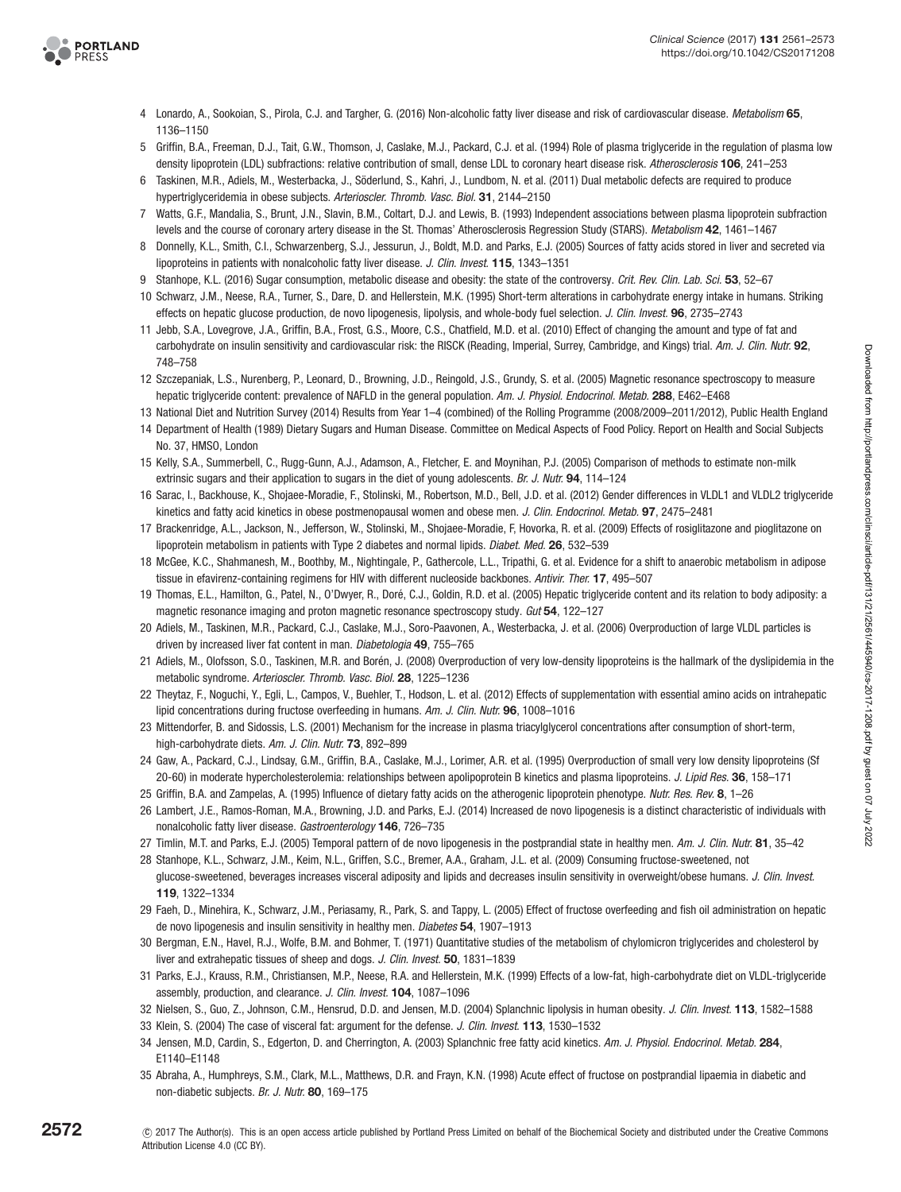4 Lonardo, A., Sookoian, S., Pirola, C.J. and Targher, G. (2016) Non-alcoholic fatty liver disease and risk of cardiovascular disease. *Metabolism* **65**, 1136–1150

5 Griffin, B.A., Freeman, D.J., Tait, G.W., Thomson, J, Caslake, M.J., Packard, C.J. et al. (1994) Role of plasma triglyceride in the regulation of plasma low density lipoprotein (LDL) subfractions: relative contribution of small, dense LDL to coronary heart disease risk. *Atherosclerosis* **106**, 241–253

6 Taskinen, M.R., Adiels, M., Westerbacka, J., Söderlund, S., Kahri, J., Lundbom, N. et al. (2011) Dual metabolic defects are required to produce hypertriglyceridemia in obese subjects. *Arterioscler. Thromb. Vasc. Biol.* **31**, 2144–2150

7 Watts, G.F., Mandalia, S., Brunt, J.N., Slavin, B.M., Coltart, D.J. and Lewis, B. (1993) Independent associations between plasma lipoprotein subfraction levels and the course of coronary artery disease in the St. Thomas' Atherosclerosis Regression Study (STARS). *Metabolism* **42**, 1461–1467

8 Donnelly, K.L., Smith, C.I., Schwarzenberg, S.J., Jessurun, J., Boldt, M.D. and Parks, E.J. (2005) Sources of fatty acids stored in liver and secreted via lipoproteins in patients with nonalcoholic fatty liver disease. *J. Clin. Invest.* **115**, 1343–1351

9 Stanhope, K.L. (2016) Sugar consumption, metabolic disease and obesity: the state of the controversy. *Crit. Rev. Clin. Lab. Sci.* **53**, 52–67

10 Schwarz, J.M., Neese, R.A., Turner, S., Dare, D. and Hellerstein, M.K. (1995) Short-term alterations in carbohydrate energy intake in humans. Striking effects on hepatic glucose production, de novo lipogenesis, lipolysis, and whole-body fuel selection. *J. Clin. Invest.* **96**, 2735–2743

11 Jebb, S.A., Lovegrove, J.A., Griffin, B.A., Frost, G.S., Moore, C.S., Chatfield, M.D. et al. (2010) Effect of changing the amount and type of fat and carbohydrate on insulin sensitivity and cardiovascular risk: the RISCK (Reading, Imperial, Surrey, Cambridge, and Kings) trial. *Am. J. Clin. Nutr.* **92**, 748–758

12 Szczepaniak, L.S., Nurenberg, P., Leonard, D., Browning, J.D., Reingold, J.S., Grundy, S. et al. (2005) Magnetic resonance spectroscopy to measure hepatic triglyceride content: prevalence of NAFLD in the general population. *Am. J. Physiol. Endocrinol. Metab.* **288**, E462–E468

13 National Diet and Nutrition Survey (2014) Results from Year 1–4 (combined) of the Rolling Programme (2008/2009–2011/2012), Public Health England

14 Department of Health (1989) Dietary Sugars and Human Disease. Committee on Medical Aspects of Food Policy. Report on Health and Social Subjects No. 37, HMSO, London

15 Kelly, S.A., Summerbell, C., Rugg-Gunn, A.J., Adamson, A., Fletcher, E. and Moynihan, P.J. (2005) Comparison of methods to estimate non-milk extrinsic sugars and their application to sugars in the diet of young adolescents. *Br. J. Nutr.* **94**, 114–124

16 Sarac, I., Backhouse, K., Shojaee-Moradie, F., Stolinski, M., Robertson, M.D., Bell, J.D. et al. (2012) Gender differences in VLDL1 and VLDL2 triglyceride kinetics and fatty acid kinetics in obese postmenopausal women and obese men. *J. Clin. Endocrinol. Metab.* **97**, 2475–2481

17 Brackenridge, A.L., Jackson, N., Jefferson, W., Stolinski, M., Shojaee-Moradie, F, Hovorka, R. et al. (2009) Effects of rosiglitazone and pioglitazone on lipoprotein metabolism in patients with Type 2 diabetes and normal lipids. *Diabet. Med.* **26**, 532–539

18 McGee, K.C., Shahmanesh, M., Boothby, M., Nightingale, P., Gathercole, L.L., Tripathi, G. et al. Evidence for a shift to anaerobic metabolism in adipose tissue in efavirenz-containing regimens for HIV with different nucleoside backbones. *Antivir. Ther.* **17**, 495–507

19 Thomas, E.L., Hamilton, G., Patel, N., O'Dwyer, R., Doré, C.J., Goldin, R.D. et al. (2005) Hepatic triglyceride content and its relation to body adiposity: a magnetic resonance imaging and proton magnetic resonance spectroscopy study. *Gut* **54**, 122–127

20 Adiels, M., Taskinen, M.R., Packard, C.J., Caslake, M.J., Soro-Paavonen, A., Westerbacka, J. et al. (2006) Overproduction of large VLDL particles is driven by increased liver fat content in man. *Diabetologia* **49**, 755–765

21 Adiels, M., Olofsson, S.O., Taskinen, M.R. and Borén, J. (2008) Overproduction of very low-density lipoproteins is the hallmark of the dyslipidemia in the metabolic syndrome. *Arterioscler. Thromb. Vasc. Biol.* **28**, 1225–1236

22 Theytaz, F., Noguchi, Y., Egli, L., Campos, V., Buehler, T., Hodson, L. et al. (2012) Effects of supplementation with essential amino acids on intrahepatic lipid concentrations during fructose overfeeding in humans. *Am. J. Clin. Nutr.* **96**, 1008–1016

23 Mittendorfer, B. and Sidossis, L.S. (2001) Mechanism for the increase in plasma triacylglycerol concentrations after consumption of short-term, high-carbohydrate diets. *Am. J. Clin. Nutr.* **73**, 892–899

24 Gaw, A., Packard, C.J., Lindsay, G.M., Griffin, B.A., Caslake, M.J., Lorimer, A.R. et al. (1995) Overproduction of small very low density lipoproteins (Sf 20-60) in moderate hypercholesterolemia: relationships between apolipoprotein B kinetics and plasma lipoproteins. *J. Lipid Res.* **36**, 158–171

25 Griffin, B.A. and Zampelas, A. (1995) Influence of dietary fatty acids on the atherogenic lipoprotein phenotype. *Nutr. Res. Rev.* **8**, 1–26

26 Lambert, J.E., Ramos-Roman, M.A., Browning, J.D. and Parks, E.J. (2014) Increased de novo lipogenesis is a distinct characteristic of individuals with nonalcoholic fatty liver disease. *Gastroenterology* **146**, 726–735

27 Timlin, M.T. and Parks, E.J. (2005) Temporal pattern of de novo lipogenesis in the postprandial state in healthy men. *Am. J. Clin. Nutr.* **81**, 35–42

28 Stanhope, K.L., Schwarz, J.M., Keim, N.L., Griffen, S.C., Bremer, A.A., Graham, J.L. et al. (2009) Consuming fructose-sweetened, not glucose-sweetened, beverages increases visceral adiposity and lipids and decreases insulin sensitivity in overweight/obese humans. *J. Clin. Invest.* **119**, 1322–1334

29 Faeh, D., Minehira, K., Schwarz, J.M., Periasamy, R., Park, S. and Tappy, L. (2005) Effect of fructose overfeeding and fish oil administration on hepatic de novo lipogenesis and insulin sensitivity in healthy men. *Diabetes* **54**, 1907–1913

30 Bergman, E.N., Havel, R.J., Wolfe, B.M. and Bohmer, T. (1971) Quantitative studies of the metabolism of chylomicron triglycerides and cholesterol by liver and extrahepatic tissues of sheep and dogs. *J. Clin. Invest.* **50**, 1831–1839

31 Parks, E.J., Krauss, R.M., Christiansen, M.P., Neese, R.A. and Hellerstein, M.K. (1999) Effects of a low-fat, high-carbohydrate diet on VLDL-triglyceride assembly, production, and clearance. *J. Clin. Invest.* **104**, 1087–1096

32 Nielsen, S., Guo, Z., Johnson, C.M., Hensrud, D.D. and Jensen, M.D. (2004) Splanchnic lipolysis in human obesity. *J. Clin. Invest.* **113**, 1582–1588

33 Klein, S. (2004) The case of visceral fat: argument for the defense. *J. Clin. Invest.* **113**, 1530–1532

34 Jensen, M.D, Cardin, S., Edgerton, D. and Cherrington, A. (2003) Splanchnic free fatty acid kinetics. *Am. J. Physiol. Endocrinol. Metab.* **284**, E1140–E1148

35 Abraha, A., Humphreys, S.M., Clark, M.L., Matthews, D.R. and Frayn, K.N. (1998) Acute effect of fructose on postprandial lipaemia in diabetic and non-diabetic subjects. *Br. J. Nutr.* **80**, 169–175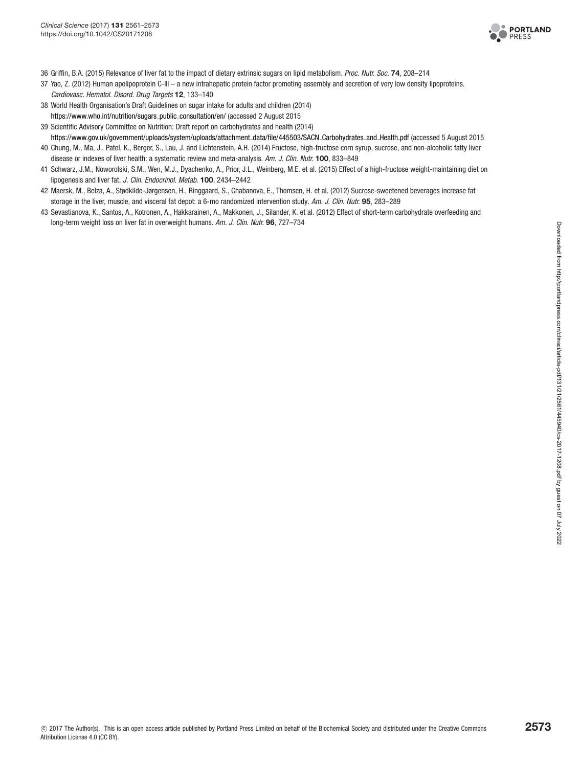36 Griffin, B.A. (2015) Relevance of liver fat to the impact of dietary extrinsic sugars on lipid metabolism. *Proc. Nutr. Soc.* **74**, 208–214

37 Yao, Z. (2012) Human apolipoprotein C-III – a new intrahepatic protein factor promoting assembly and secretion of very low density lipoproteins. *Cardiovasc. Hematol. Disord. Drug Targets* **12**, 133–140

38 World Health Organisation's Draft Guidelines on sugar intake for adults and children (2014) https://www.who.int/nutrition/sugars_public_consultation/en/ (accessed 2 August 2015

39 Scientific Advisory Committee on Nutrition: Draft report on carbohydrates and health (2014) https://www.gov.uk/government/uploads/system/uploads/attachment_data/file/445503/SACN_Carbohydrates_and_Health.pdf (accessed 5 August 2015

40 Chung, M., Ma, J., Patel, K., Berger, S., Lau, J. and Lichtenstein, A.H. (2014) Fructose, high-fructose corn syrup, sucrose, and non-alcoholic fatty liver disease or indexes of liver health: a systematic review and meta-analysis. *Am. J. Clin. Nutr.* **100**, 833–849

41 Schwarz, J.M., Noworolski, S.M., Wen, M.J., Dyachenko, A., Prior, J.L., Weinberg, M.E. et al. (2015) Effect of a high-fructose weight-maintaining diet on lipogenesis and liver fat. *J. Clin. Endocrinol. Metab.* **100**, 2434–2442

42 Maersk, M., Belza, A., Stødkilde-Jørgensen, H., Ringgaard, S., Chabanova, E., Thomsen, H. et al. (2012) Sucrose-sweetened beverages increase fat storage in the liver, muscle, and visceral fat depot: a 6-mo randomized intervention study. *Am. J. Clin. Nutr.* **95**, 283–289

43 Sevastianova, K., Santos, A., Kotronen, A., Hakkarainen, A., Makkonen, J., Silander, K. et al. (2012) Effect of short-term carbohydrate overfeeding and long-term weight loss on liver fat in overweight humans. *Am. J. Clin. Nutr.* **96**, 727–734